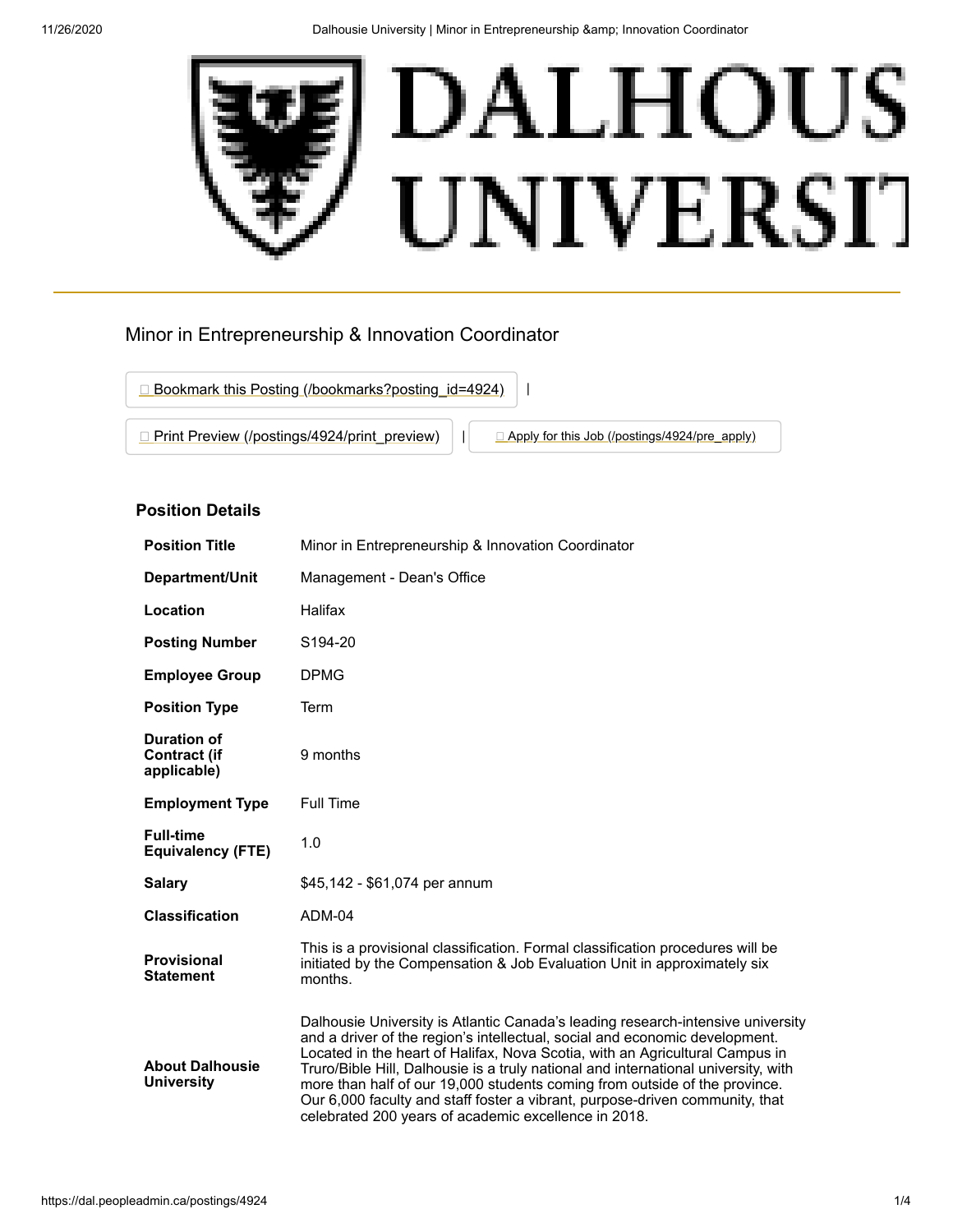# Minor in Entrepreneurship & Innovation Coordinator

Bookmark this Posting (/bookmarks?posting_id=4924) |

Print Preview (/postings/4924/print_preview) | Apply for this Job (/postings/4924/pre_apply)

## Position Details

| | |
|---|---|
| **Position Title** | Minor in Entrepreneurship & Innovation Coordinator |
| **Department/Unit** | Management - Dean's Office |
| **Location** | Halifax |
| **Posting Number** | S194-20 |
| **Employee Group** | DPMG |
| **Position Type** | Term |
| **Duration of Contract (if applicable)** | 9 months |
| **Employment Type** | Full Time |
| **Full-time Equivalency (FTE)** | 1.0 |
| **Salary** | $45,142 - $61,074 per annum |
| **Classification** | ADM-04 |
| **Provisional Statement** | This is a provisional classification. Formal classification procedures will be initiated by the Compensation & Job Evaluation Unit in approximately six months. |
| **About Dalhousie University** | Dalhousie University is Atlantic Canada's leading research-intensive university and a driver of the region's intellectual, social and economic development. Located in the heart of Halifax, Nova Scotia, with an Agricultural Campus in Truro/Bible Hill, Dalhousie is a truly national and international university, with more than half of our 19,000 students coming from outside of the province. Our 6,000 faculty and staff foster a vibrant, purpose-driven community, that celebrated 200 years of academic excellence in 2018. |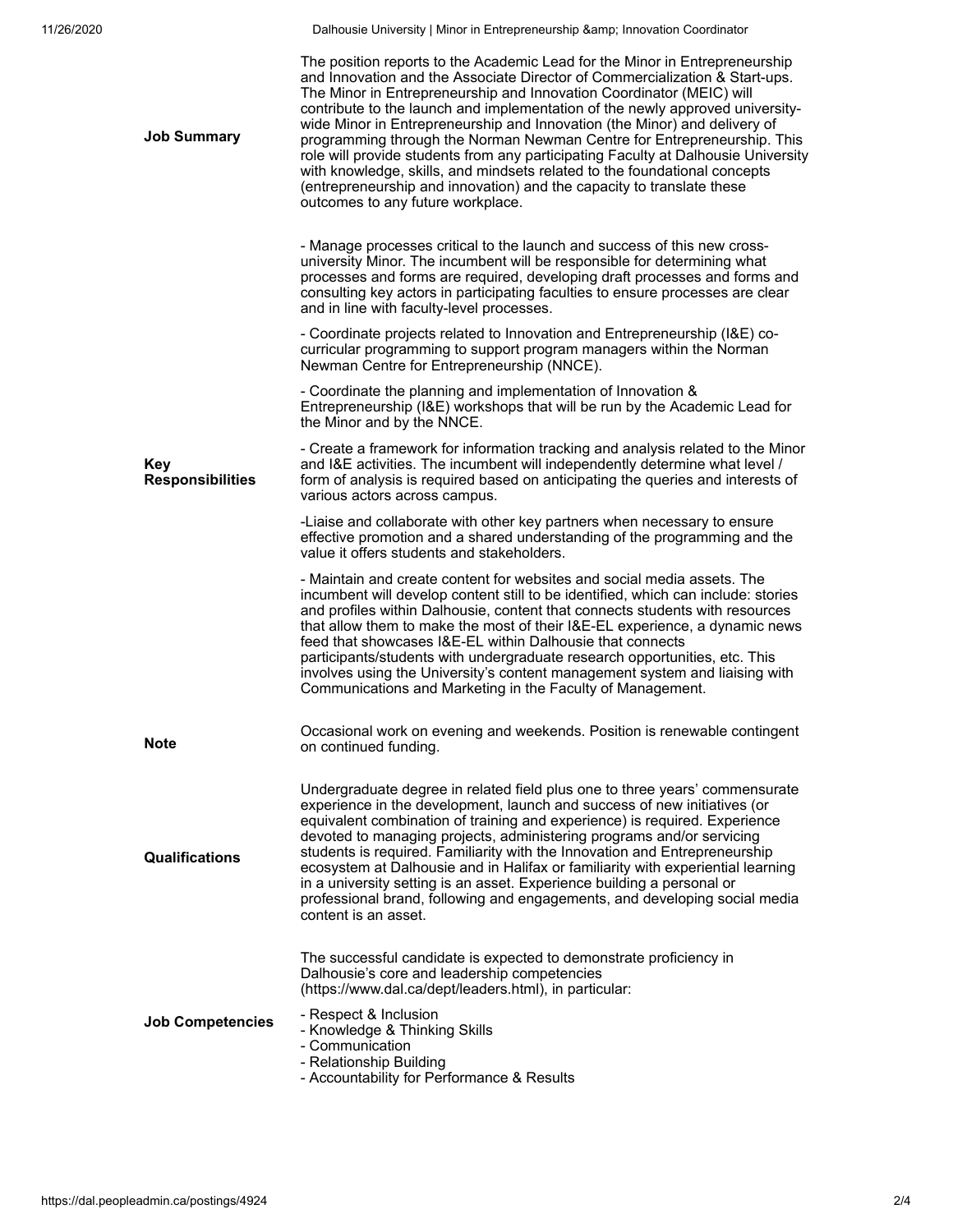**Job Summary**

The position reports to the Academic Lead for the Minor in Entrepreneurship and Innovation and the Associate Director of Commercialization & Start-ups. The Minor in Entrepreneurship and Innovation Coordinator (MEIC) will contribute to the launch and implementation of the newly approved university-wide Minor in Entrepreneurship and Innovation (the Minor) and delivery of programming through the Norman Newman Centre for Entrepreneurship. This role will provide students from any participating Faculty at Dalhousie University with knowledge, skills, and mindsets related to the foundational concepts (entrepreneurship and innovation) and the capacity to translate these outcomes to any future workplace.

**Key Responsibilities**

- Manage processes critical to the launch and success of this new cross-university Minor. The incumbent will be responsible for determining what processes and forms are required, developing draft processes and forms and consulting key actors in participating faculties to ensure processes are clear and in line with faculty-level processes.

- Coordinate projects related to Innovation and Entrepreneurship (I&E) co-curricular programming to support program managers within the Norman Newman Centre for Entrepreneurship (NNCE).

- Coordinate the planning and implementation of Innovation & Entrepreneurship (I&E) workshops that will be run by the Academic Lead for the Minor and by the NNCE.

- Create a framework for information tracking and analysis related to the Minor and I&E activities. The incumbent will independently determine what level / form of analysis is required based on anticipating the queries and interests of various actors across campus.

-Liaise and collaborate with other key partners when necessary to ensure effective promotion and a shared understanding of the programming and the value it offers students and stakeholders.

- Maintain and create content for websites and social media assets. The incumbent will develop content still to be identified, which can include: stories and profiles within Dalhousie, content that connects students with resources that allow them to make the most of their I&E-EL experience, a dynamic news feed that showcases I&E-EL within Dalhousie that connects participants/students with undergraduate research opportunities, etc. This involves using the University's content management system and liaising with Communications and Marketing in the Faculty of Management.

**Note**

Occasional work on evening and weekends. Position is renewable contingent on continued funding.

**Qualifications**

Undergraduate degree in related field plus one to three years' commensurate experience in the development, launch and success of new initiatives (or equivalent combination of training and experience) is required. Experience devoted to managing projects, administering programs and/or servicing students is required. Familiarity with the Innovation and Entrepreneurship ecosystem at Dalhousie and in Halifax or familiarity with experiential learning in a university setting is an asset. Experience building a personal or professional brand, following and engagements, and developing social media content is an asset.

**Job Competencies**

The successful candidate is expected to demonstrate proficiency in Dalhousie's core and leadership competencies (https://www.dal.ca/dept/leaders.html), in particular:

- Respect & Inclusion
- Knowledge & Thinking Skills
- Communication
- Relationship Building
- Accountability for Performance & Results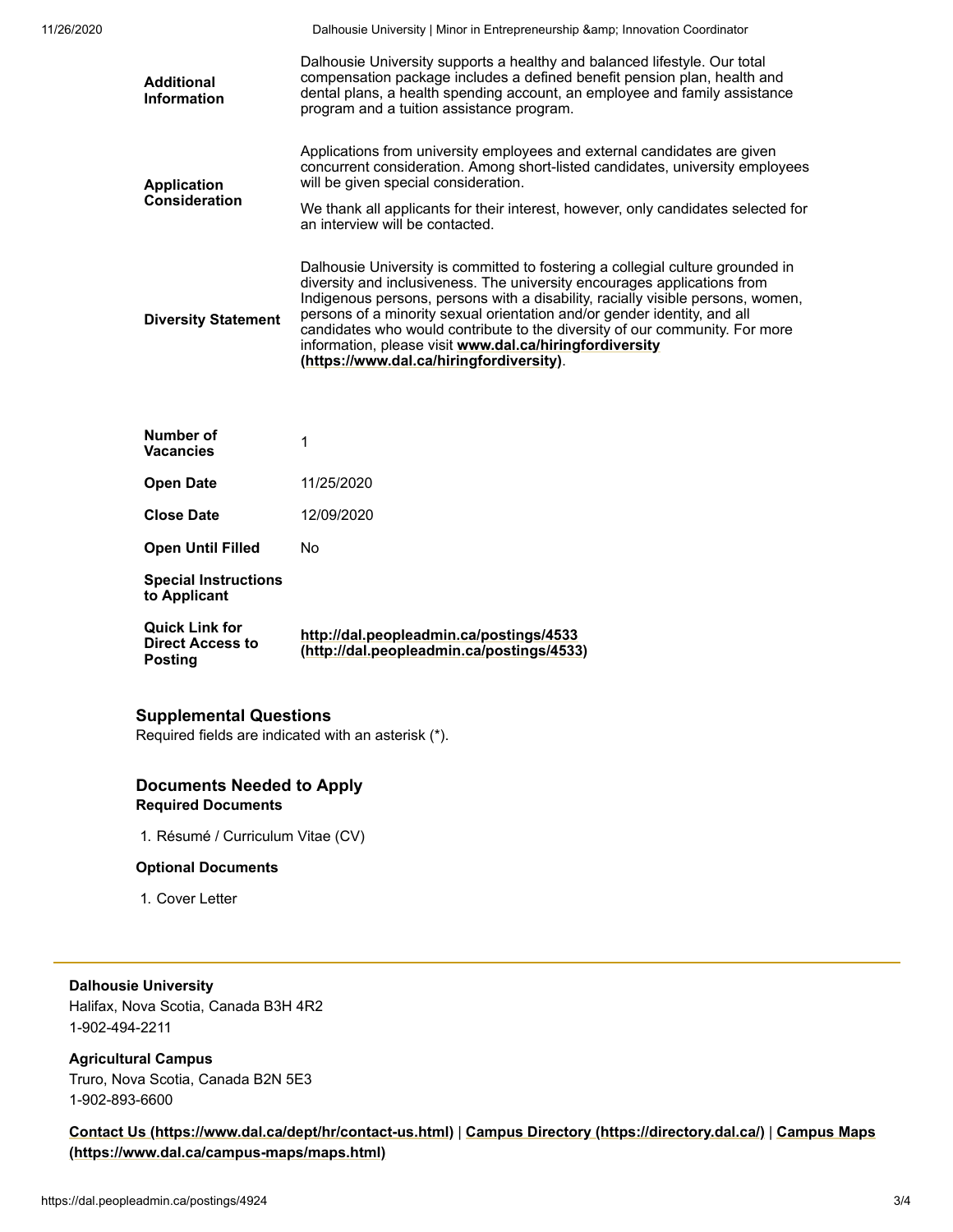| | |
|---|---|
| **Additional Information** | Dalhousie University supports a healthy and balanced lifestyle. Our total compensation package includes a defined benefit pension plan, health and dental plans, a health spending account, an employee and family assistance program and a tuition assistance program. |
| **Application Consideration** | Applications from university employees and external candidates are given concurrent consideration. Among short-listed candidates, university employees will be given special consideration. We thank all applicants for their interest, however, only candidates selected for an interview will be contacted. |
| **Diversity Statement** | Dalhousie University is committed to fostering a collegial culture grounded in diversity and inclusiveness. The university encourages applications from Indigenous persons, persons with a disability, racially visible persons, women, persons of a minority sexual orientation and/or gender identity, and all candidates who would contribute to the diversity of our community. For more information, please visit **www.dal.ca/hiringfordiversity (https://www.dal.ca/hiringfordiversity)**. |

| | |
|---|---|
| **Number of Vacancies** | 1 |
| **Open Date** | 11/25/2020 |
| **Close Date** | 12/09/2020 |
| **Open Until Filled** | No |
| **Special Instructions to Applicant** | |
| **Quick Link for Direct Access to Posting** | **http://dal.peopleadmin.ca/postings/4533 (http://dal.peopleadmin.ca/postings/4533)** |

### Supplemental Questions

Required fields are indicated with an asterisk (*).

### Documents Needed to Apply

**Required Documents**

1. Résumé / Curriculum Vitae (CV)

**Optional Documents**

1. Cover Letter

---

**Dalhousie University**
Halifax, Nova Scotia, Canada B3H 4R2
1-902-494-2211

**Agricultural Campus**
Truro, Nova Scotia, Canada B2N 5E3
1-902-893-6600

**Contact Us (https://www.dal.ca/dept/hr/contact-us.html)** | **Campus Directory (https://directory.dal.ca/)** | **Campus Maps (https://www.dal.ca/campus-maps/maps.html)**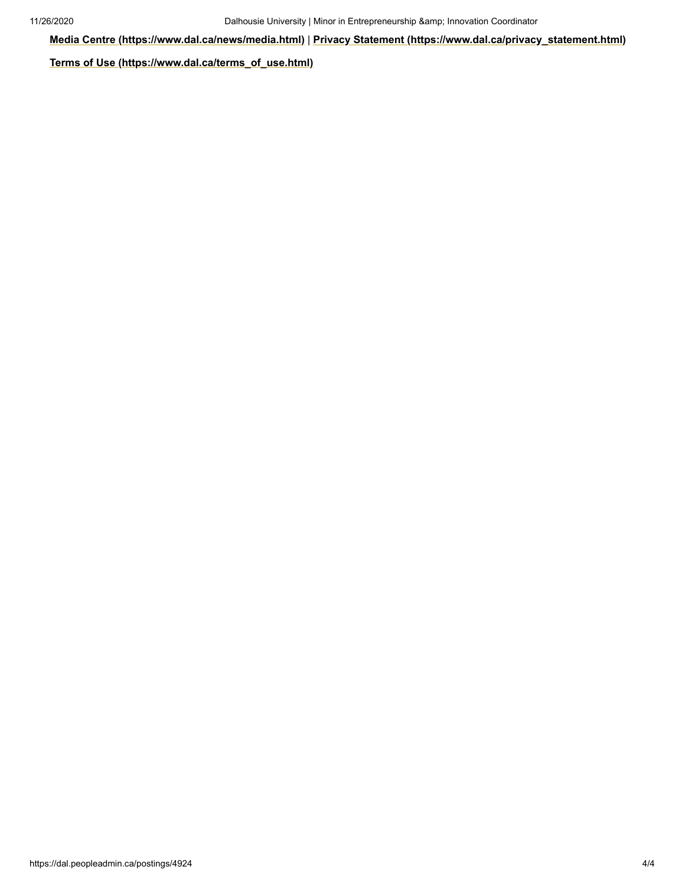Media Centre (https://www.dal.ca/news/media.html) | Privacy Statement (https://www.dal.ca/privacy_statement.html)

Terms of Use (https://www.dal.ca/terms_of_use.html)